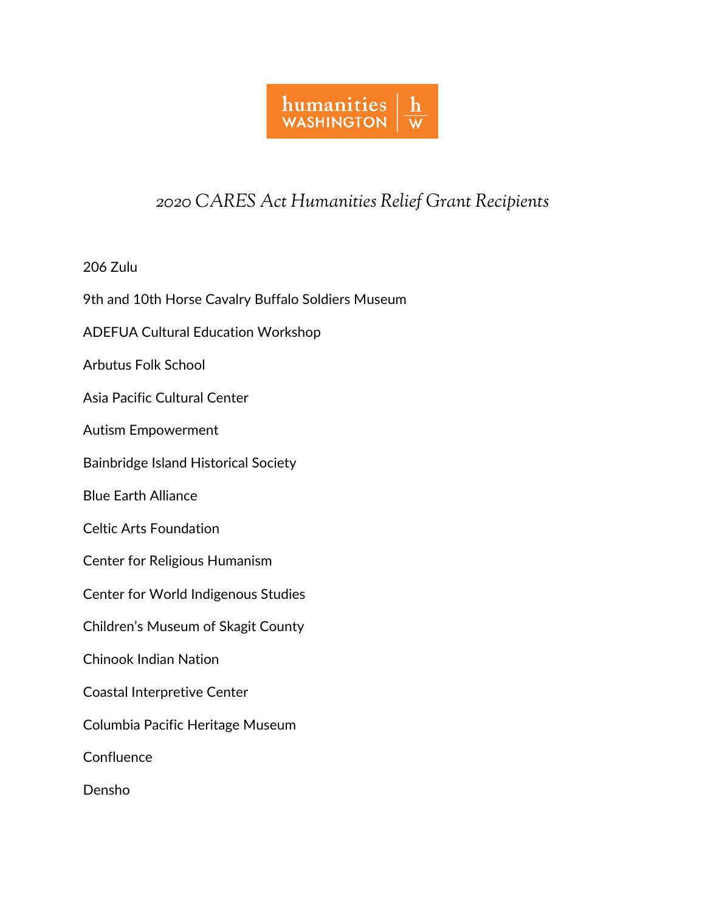humanities WASHINGTON

# *2020 CARES Act Humanities Relief Grant Recipients*

206 Zulu

9th and 10th Horse Cavalry Buffalo Soldiers Museum

ADEFUA Cultural Education Workshop

Arbutus Folk School

Asia Pacific Cultural Center

Autism Empowerment

Bainbridge Island Historical Society

Blue Earth Alliance

Celtic Arts Foundation

Center for Religious Humanism

Center for World Indigenous Studies

Children's Museum of Skagit County

Chinook Indian Nation

Coastal Interpretive Center

Columbia Pacific Heritage Museum

Confluence

Densho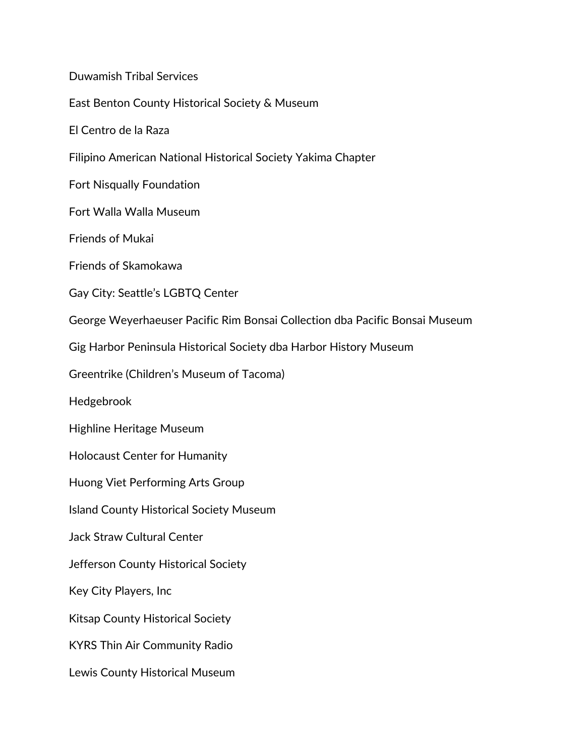Duwamish Tribal Services

East Benton County Historical Society & Museum

El Centro de la Raza

Filipino American National Historical Society Yakima Chapter

Fort Nisqually Foundation

Fort Walla Walla Museum

Friends of Mukai

Friends of Skamokawa

Gay City: Seattle's LGBTQ Center

George Weyerhaeuser Pacific Rim Bonsai Collection dba Pacific Bonsai Museum

Gig Harbor Peninsula Historical Society dba Harbor History Museum

Greentrike (Children's Museum of Tacoma)

Hedgebrook

Highline Heritage Museum

Holocaust Center for Humanity

Huong Viet Performing Arts Group

Island County Historical Society Museum

Jack Straw Cultural Center

Jefferson County Historical Society

Key City Players, Inc

Kitsap County Historical Society

KYRS Thin Air Community Radio

Lewis County Historical Museum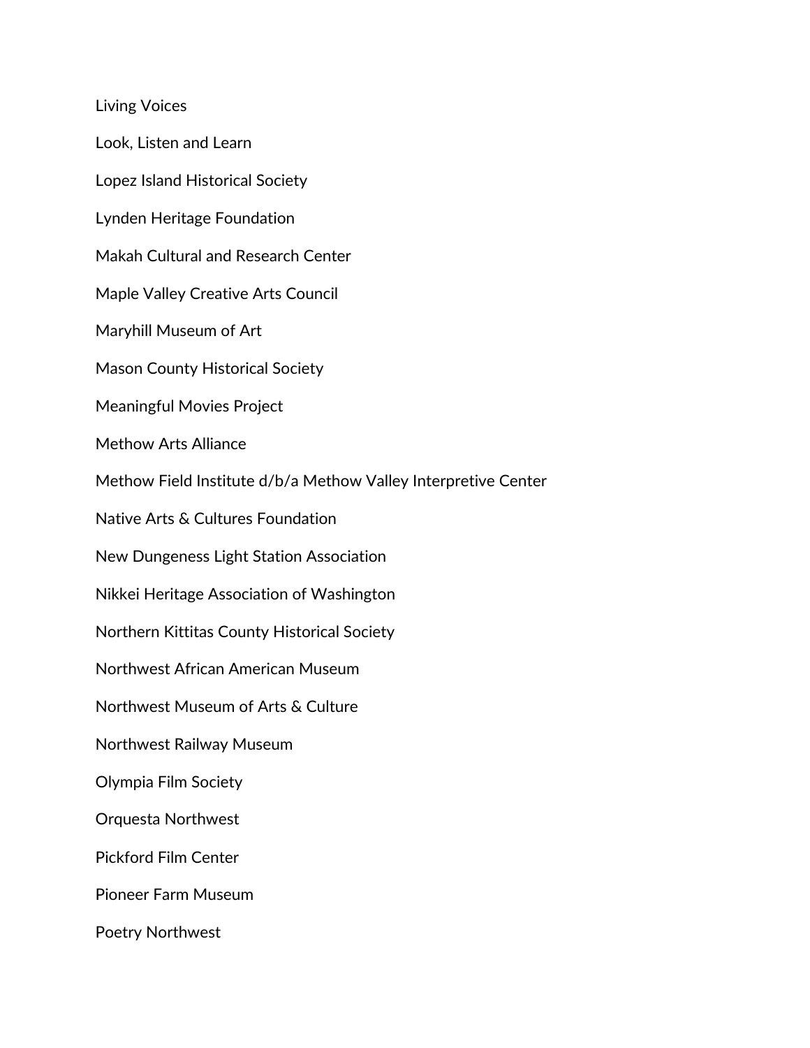Living Voices

Look, Listen and Learn

Lopez Island Historical Society

Lynden Heritage Foundation

Makah Cultural and Research Center

Maple Valley Creative Arts Council

Maryhill Museum of Art

Mason County Historical Society

Meaningful Movies Project

Methow Arts Alliance

Methow Field Institute d/b/a Methow Valley Interpretive Center

Native Arts & Cultures Foundation

New Dungeness Light Station Association

Nikkei Heritage Association of Washington

Northern Kittitas County Historical Society

Northwest African American Museum

Northwest Museum of Arts & Culture

Northwest Railway Museum

Olympia Film Society

Orquesta Northwest

Pickford Film Center

Pioneer Farm Museum

Poetry Northwest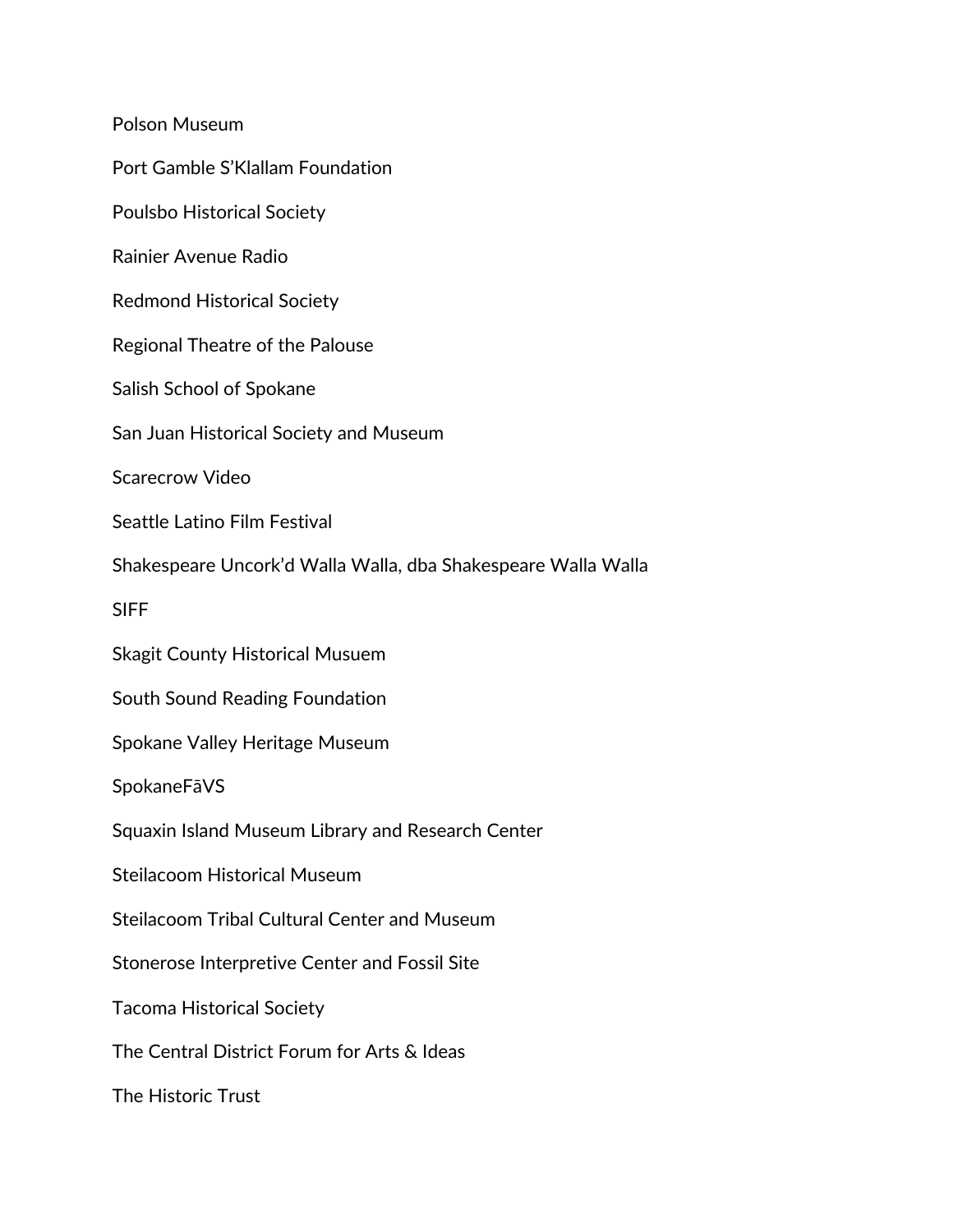Polson Museum

Port Gamble S'Klallam Foundation

Poulsbo Historical Society

Rainier Avenue Radio

Redmond Historical Society

Regional Theatre of the Palouse

Salish School of Spokane

San Juan Historical Society and Museum

Scarecrow Video

Seattle Latino Film Festival

Shakespeare Uncork'd Walla Walla, dba Shakespeare Walla Walla

SIFF

Skagit County Historical Musuem

South Sound Reading Foundation

Spokane Valley Heritage Museum

SpokaneFāVS

Squaxin Island Museum Library and Research Center

Steilacoom Historical Museum

Steilacoom Tribal Cultural Center and Museum

Stonerose Interpretive Center and Fossil Site

Tacoma Historical Society

The Central District Forum for Arts & Ideas

The Historic Trust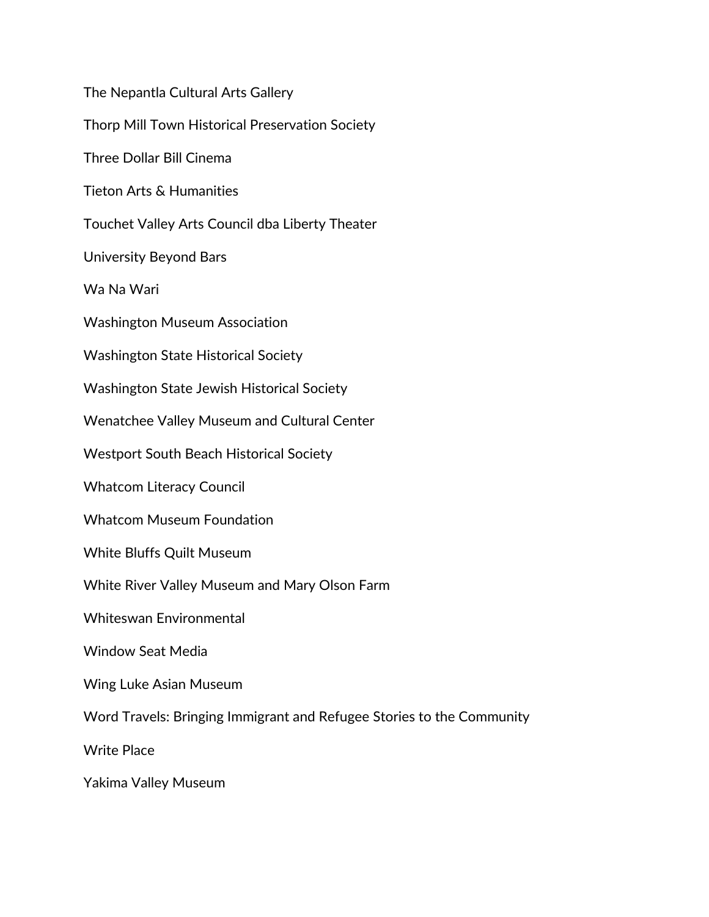The Nepantla Cultural Arts Gallery

Thorp Mill Town Historical Preservation Society

Three Dollar Bill Cinema

Tieton Arts & Humanities

Touchet Valley Arts Council dba Liberty Theater

University Beyond Bars

Wa Na Wari

Washington Museum Association

Washington State Historical Society

Washington State Jewish Historical Society

Wenatchee Valley Museum and Cultural Center

Westport South Beach Historical Society

Whatcom Literacy Council

Whatcom Museum Foundation

White Bluffs Quilt Museum

White River Valley Museum and Mary Olson Farm

Whiteswan Environmental

Window Seat Media

Wing Luke Asian Museum

Word Travels: Bringing Immigrant and Refugee Stories to the Community

Write Place

Yakima Valley Museum